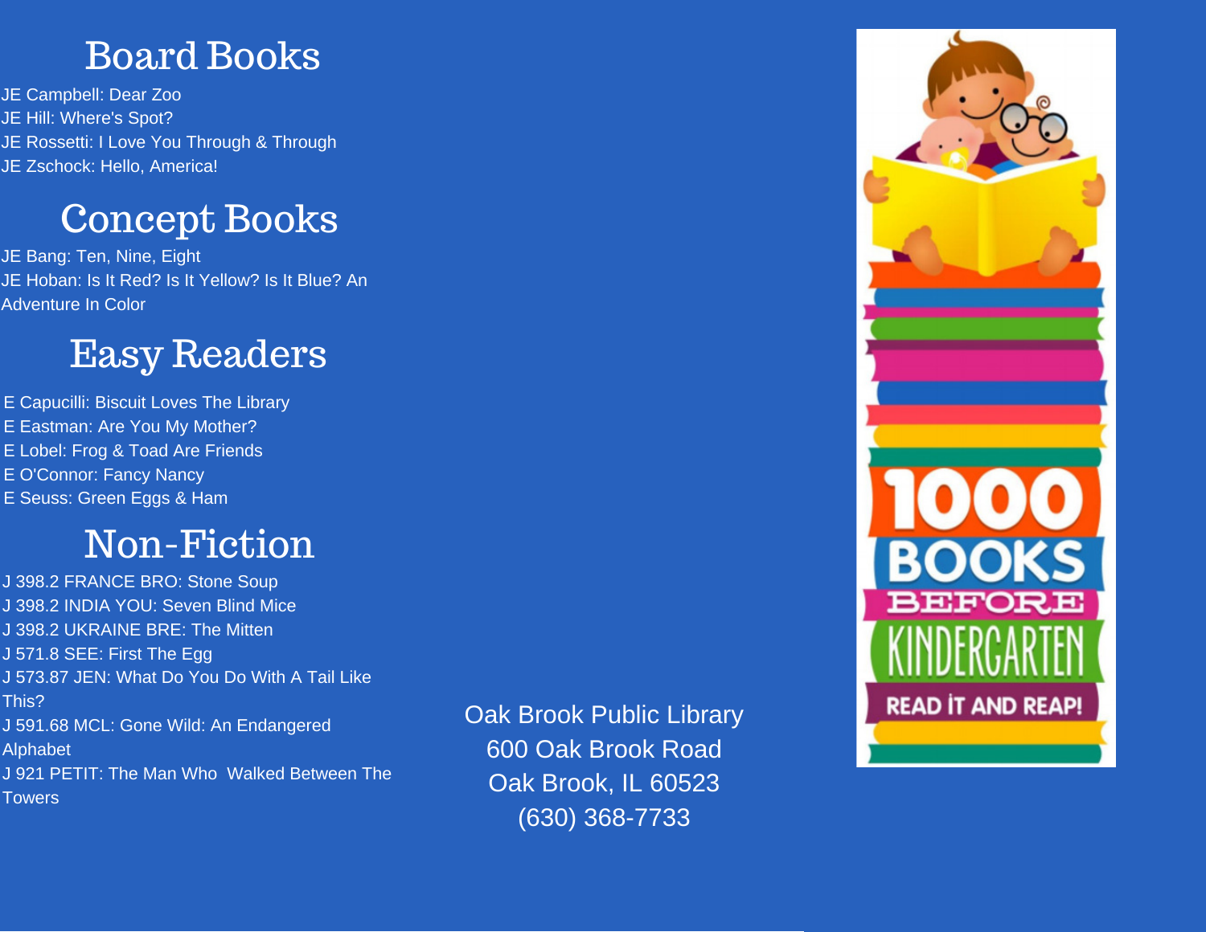## Board Books

JE Campbell: Dear Zoo
JE Hill: Where's Spot?
JE Rossetti: I Love You Through & Through
JE Zschock: Hello, America!

## Concept Books

JE Bang: Ten, Nine, Eight
JE Hoban: Is It Red? Is It Yellow? Is It Blue? An Adventure In Color

## Easy Readers

E Capucilli: Biscuit Loves The Library
E Eastman: Are You My Mother?
E Lobel: Frog & Toad Are Friends
E O'Connor: Fancy Nancy
E Seuss: Green Eggs & Ham

## Non-Fiction

J 398.2 FRANCE BRO: Stone Soup
J 398.2 INDIA YOU: Seven Blind Mice
J 398.2 UKRAINE BRE: The Mitten
J 571.8 SEE: First The Egg
J 573.87 JEN: What Do You Do With A Tail Like This?
J 591.68 MCL: Gone Wild: An Endangered Alphabet
J 921 PETIT: The Man Who Walked Between The Towers

Oak Brook Public Library
600 Oak Brook Road
Oak Brook, IL 60523
(630) 368-7733

1000 BOOKS BEFORE KINDERGARTEN
READ IT AND REAP!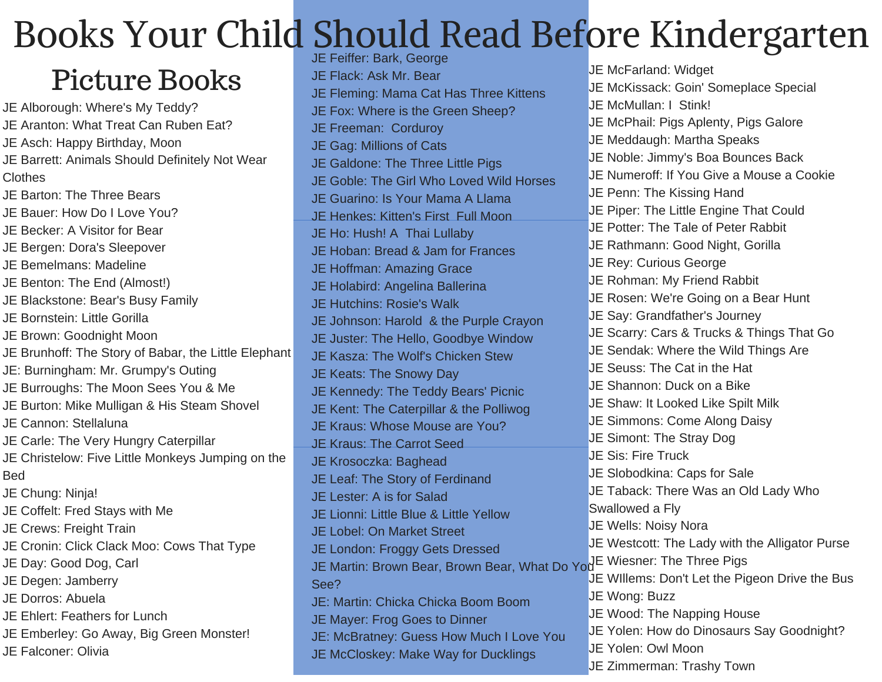# Books Your Child Should Read Before Kindergarten

## Picture Books

JE Alborough: Where's My Teddy?
JE Aranton: What Treat Can Ruben Eat?
JE Asch: Happy Birthday, Moon
JE Barrett: Animals Should Definitely Not Wear Clothes
JE Barton: The Three Bears
JE Bauer: How Do I Love You?
JE Becker: A Visitor for Bear
JE Bergen: Dora's Sleepover
JE Bemelmans: Madeline
JE Benton: The End (Almost!)
JE Blackstone: Bear's Busy Family
JE Bornstein: Little Gorilla
JE Brown: Goodnight Moon
JE Brunhoff: The Story of Babar, the Little Elephant
JE: Burningham: Mr. Grumpy's Outing
JE Burroughs: The Moon Sees You & Me
JE Burton: Mike Mulligan & His Steam Shovel
JE Cannon: Stellaluna
JE Carle: The Very Hungry Caterpillar
JE Christelow: Five Little Monkeys Jumping on the Bed
JE Chung: Ninja!
JE Coffelt: Fred Stays with Me
JE Crews: Freight Train
JE Cronin: Click Clack Moo: Cows That Type
JE Day: Good Dog, Carl
JE Degen: Jamberry
JE Dorros: Abuela
JE Ehlert: Feathers for Lunch
JE Emberley: Go Away, Big Green Monster!
JE Falconer: Olivia
JE Feiffer: Bark, George
JE Flack: Ask Mr. Bear
JE Fleming: Mama Cat Has Three Kittens
JE Fox: Where is the Green Sheep?
JE Freeman: Corduroy
JE Gag: Millions of Cats
JE Galdone: The Three Little Pigs
JE Goble: The Girl Who Loved Wild Horses
JE Guarino: Is Your Mama A Llama
JE Henkes: Kitten's First Full Moon
JE Ho: Hush! A Thai Lullaby
JE Hoban: Bread & Jam for Frances
JE Hoffman: Amazing Grace
JE Holabird: Angelina Ballerina
JE Hutchins: Rosie's Walk
JE Johnson: Harold & the Purple Crayon
JE Juster: The Hello, Goodbye Window
JE Kasza: The Wolf's Chicken Stew
JE Keats: The Snowy Day
JE Kennedy: The Teddy Bears' Picnic
JE Kent: The Caterpillar & the Polliwog
JE Kraus: Whose Mouse are You?
JE Kraus: The Carrot Seed
JE Krosoczka: Baghead
JE Leaf: The Story of Ferdinand
JE Lester: A is for Salad
JE Lionni: Little Blue & Little Yellow
JE Lobel: On Market Street
JE London: Froggy Gets Dressed
JE Martin: Brown Bear, Brown Bear, What Do You See?
JE: Martin: Chicka Chicka Boom Boom
JE Mayer: Frog Goes to Dinner
JE: McBratney: Guess How Much I Love You
JE McCloskey: Make Way for Ducklings
JE McFarland: Widget
JE McKissack: Goin' Someplace Special
JE McMullan: I Stink!
JE McPhail: Pigs Aplenty, Pigs Galore
JE Meddaugh: Martha Speaks
JE Noble: Jimmy's Boa Bounces Back
JE Numeroff: If You Give a Mouse a Cookie
JE Penn: The Kissing Hand
JE Piper: The Little Engine That Could
JE Potter: The Tale of Peter Rabbit
JE Rathmann: Good Night, Gorilla
JE Rey: Curious George
JE Rohman: My Friend Rabbit
JE Rosen: We're Going on a Bear Hunt
JE Say: Grandfather's Journey
JE Scarry: Cars & Trucks & Things That Go
JE Sendak: Where the Wild Things Are
JE Seuss: The Cat in the Hat
JE Shannon: Duck on a Bike
JE Shaw: It Looked Like Spilt Milk
JE Simmons: Come Along Daisy
JE Simont: The Stray Dog
JE Sis: Fire Truck
JE Slobodkina: Caps for Sale
JE Taback: There Was an Old Lady Who Swallowed a Fly
JE Wells: Noisy Nora
JE Westcott: The Lady with the Alligator Purse
JE Wiesner: The Three Pigs
JE WIllems: Don't Let the Pigeon Drive the Bus
JE Wong: Buzz
JE Wood: The Napping House
JE Yolen: How do Dinosaurs Say Goodnight?
JE Yolen: Owl Moon
JE Zimmerman: Trashy Town